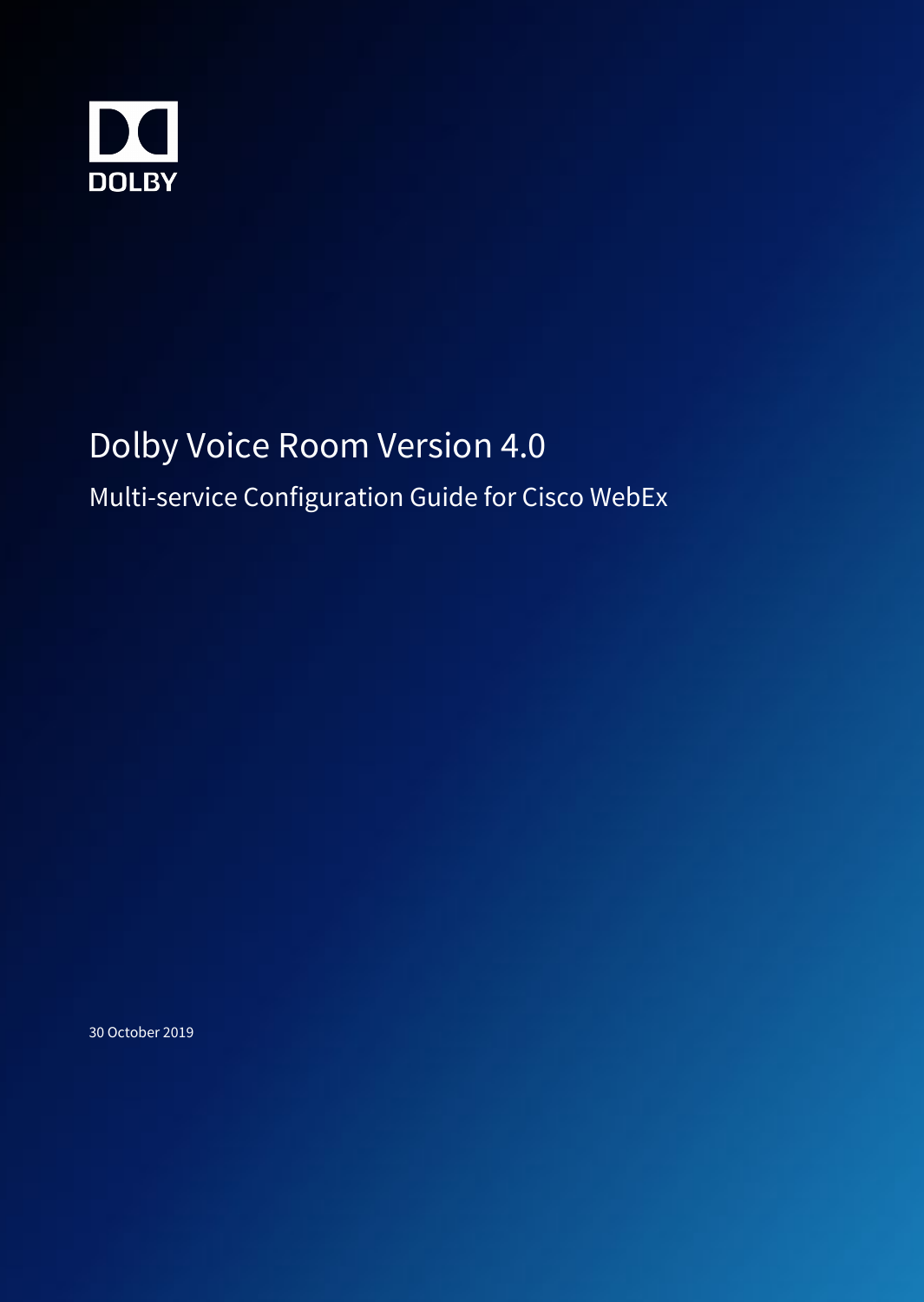DOLBY

# Dolby Voice Room Version 4.0

## Multi-service Configuration Guide for Cisco WebEx

30 October 2019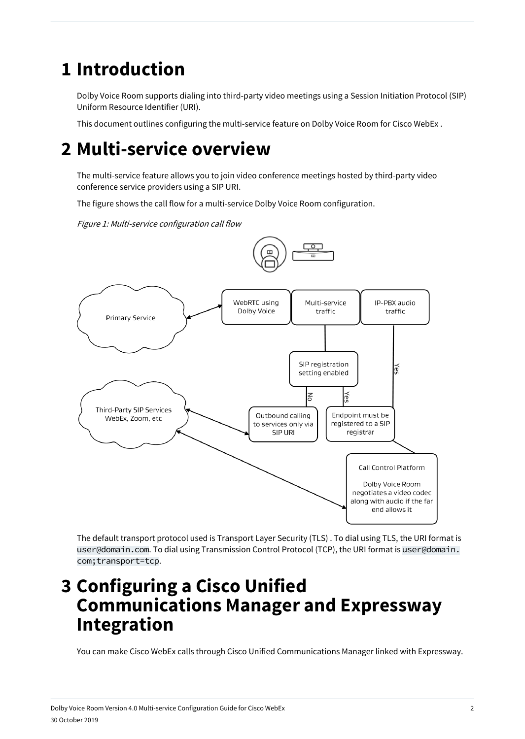# 1 Introduction

Dolby Voice Room supports dialing into third-party video meetings using a Session Initiation Protocol (SIP) Uniform Resource Identifier (URI).

This document outlines configuring the multi-service feature on Dolby Voice Room for Cisco WebEx .

# 2 Multi-service overview

The multi-service feature allows you to join video conference meetings hosted by third-party video conference service providers using a SIP URI.

The figure shows the call flow for a multi-service Dolby Voice Room configuration.

*Figure 1: Multi-service configuration call flow*

The default transport protocol used is Transport Layer Security (TLS) . To dial using TLS, the URI format is `user@domain.com`. To dial using Transmission Control Protocol (TCP), the URI format is `user@domain.com;transport=tcp`.

# 3 Configuring a Cisco Unified Communications Manager and Expressway Integration

You can make Cisco WebEx calls through Cisco Unified Communications Manager linked with Expressway.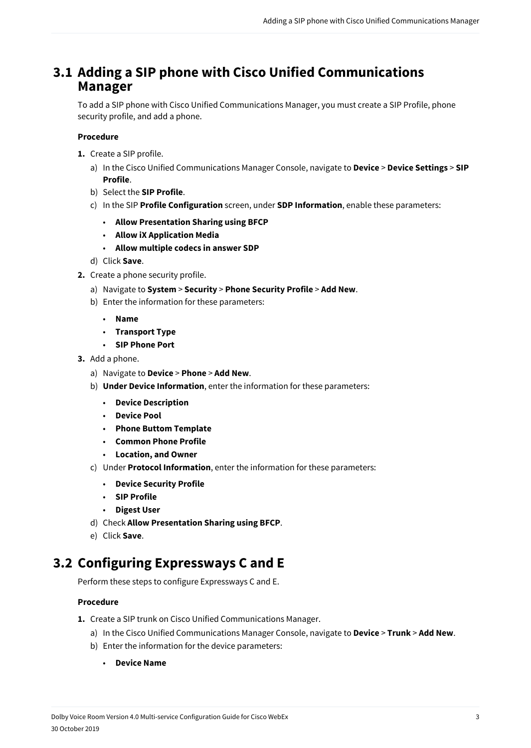## 3.1 Adding a SIP phone with Cisco Unified Communications Manager

To add a SIP phone with Cisco Unified Communications Manager, you must create a SIP Profile, phone security profile, and add a phone.

**Procedure**

1. Create a SIP profile.
   a) In the Cisco Unified Communications Manager Console, navigate to **Device** > **Device Settings** > **SIP Profile**.
   b) Select the **SIP Profile**.
   c) In the SIP **Profile Configuration** screen, under **SDP Information**, enable these parameters:
      - **Allow Presentation Sharing using BFCP**
      - **Allow iX Application Media**
      - **Allow multiple codecs in answer SDP**
   d) Click **Save**.
2. Create a phone security profile.
   a) Navigate to **System** > **Security** > **Phone Security Profile** > **Add New**.
   b) Enter the information for these parameters:
      - **Name**
      - **Transport Type**
      - **SIP Phone Port**
3. Add a phone.
   a) Navigate to **Device** > **Phone** > **Add New**.
   b) **Under Device Information**, enter the information for these parameters:
      - **Device Description**
      - **Device Pool**
      - **Phone Buttom Template**
      - **Common Phone Profile**
      - **Location, and Owner**
   c) Under **Protocol Information**, enter the information for these parameters:
      - **Device Security Profile**
      - **SIP Profile**
      - **Digest User**
   d) Check **Allow Presentation Sharing using BFCP**.
   e) Click **Save**.

## 3.2 Configuring Expressways C and E

Perform these steps to configure Expressways C and E.

**Procedure**

1. Create a SIP trunk on Cisco Unified Communications Manager.
   a) In the Cisco Unified Communications Manager Console, navigate to **Device** > **Trunk** > **Add New**.
   b) Enter the information for the device parameters:
      - **Device Name**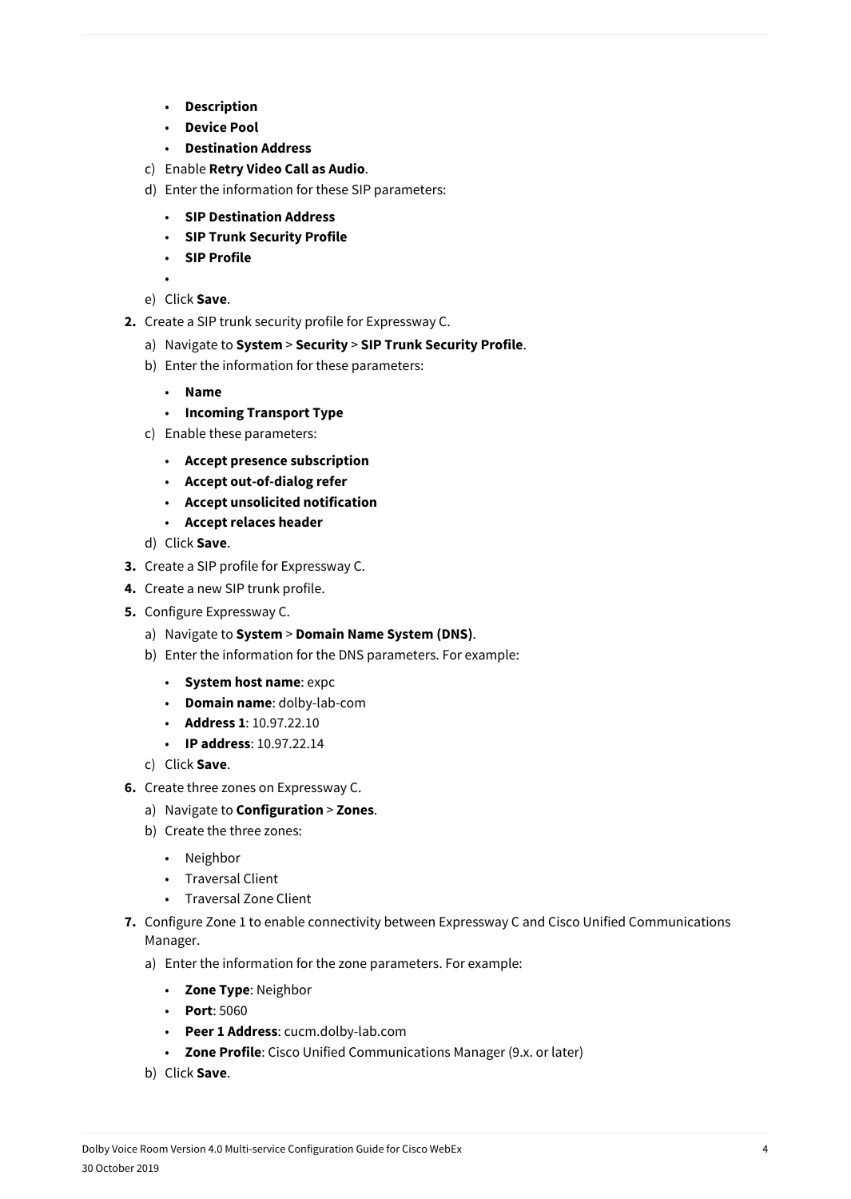- **Description**
- **Device Pool**
- **Destination Address**

c) Enable **Retry Video Call as Audio**.

d) Enter the information for these SIP parameters:

- **SIP Destination Address**
- **SIP Trunk Security Profile**
- **SIP Profile**
-

e) Click **Save**.

**2.** Create a SIP trunk security profile for Expressway C.

a) Navigate to **System** > **Security** > **SIP Trunk Security Profile**.

b) Enter the information for these parameters:

- **Name**
- **Incoming Transport Type**

c) Enable these parameters:

- **Accept presence subscription**
- **Accept out-of-dialog refer**
- **Accept unsolicited notification**
- **Accept relaces header**

d) Click **Save**.

**3.** Create a SIP profile for Expressway C.

**4.** Create a new SIP trunk profile.

**5.** Configure Expressway C.

a) Navigate to **System** > **Domain Name System (DNS)**.

b) Enter the information for the DNS parameters. For example:

- **System host name**: expc
- **Domain name**: dolby-lab-com
- **Address 1**: 10.97.22.10
- **IP address**: 10.97.22.14

c) Click **Save**.

**6.** Create three zones on Expressway C.

a) Navigate to **Configuration** > **Zones**.

b) Create the three zones:

- Neighbor
- Traversal Client
- Traversal Zone Client

**7.** Configure Zone 1 to enable connectivity between Expressway C and Cisco Unified Communications Manager.

a) Enter the information for the zone parameters. For example:

- **Zone Type**: Neighbor
- **Port**: 5060
- **Peer 1 Address**: cucm.dolby-lab.com
- **Zone Profile**: Cisco Unified Communications Manager (9.x. or later)

b) Click **Save**.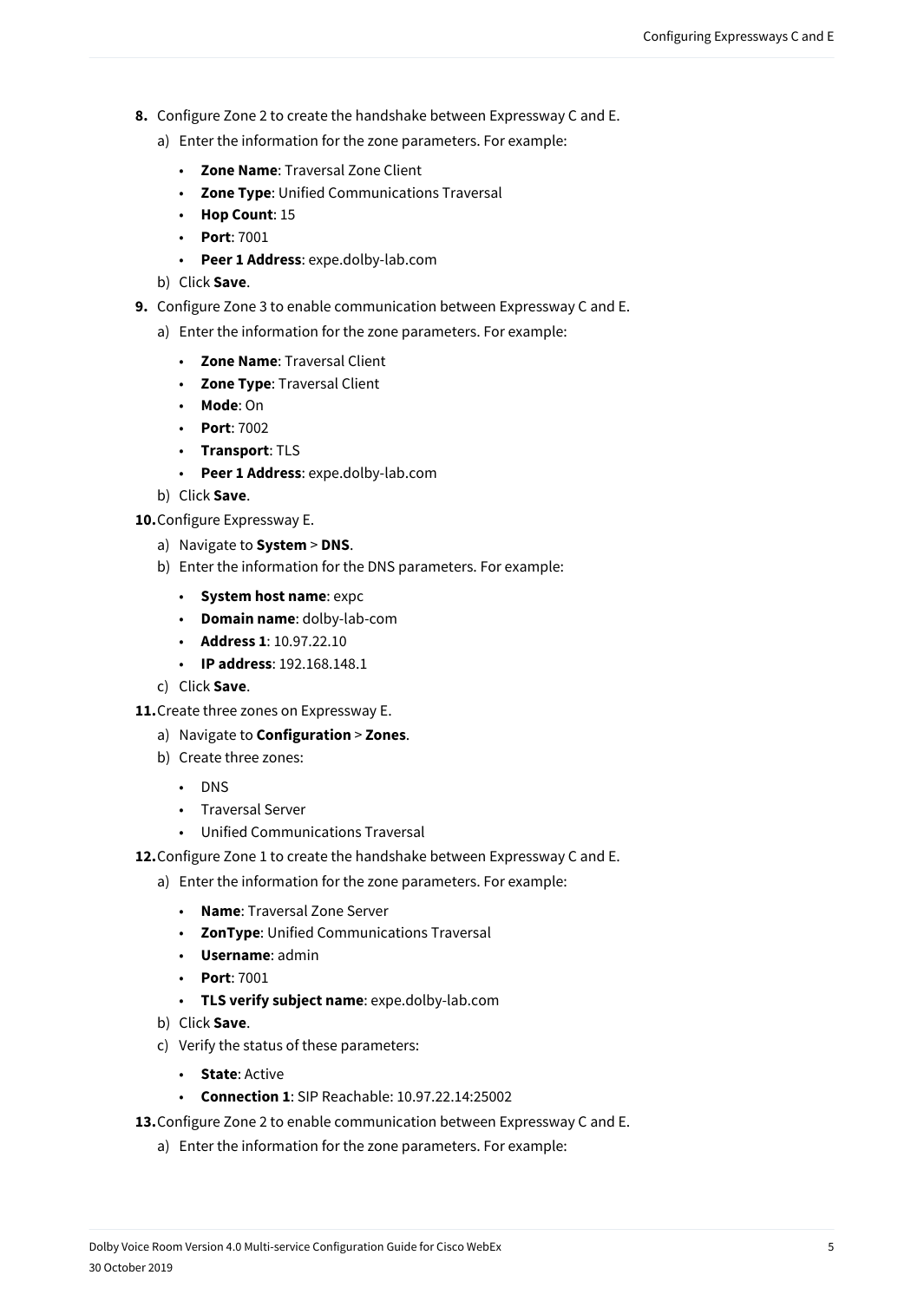8. Configure Zone 2 to create the handshake between Expressway C and E.
   a) Enter the information for the zone parameters. For example:
      - **Zone Name**: Traversal Zone Client
      - **Zone Type**: Unified Communications Traversal
      - **Hop Count**: 15
      - **Port**: 7001
      - **Peer 1 Address**: expe.dolby-lab.com
   b) Click **Save**.
9. Configure Zone 3 to enable communication between Expressway C and E.
   a) Enter the information for the zone parameters. For example:
      - **Zone Name**: Traversal Client
      - **Zone Type**: Traversal Client
      - **Mode**: On
      - **Port**: 7002
      - **Transport**: TLS
      - **Peer 1 Address**: expe.dolby-lab.com
   b) Click **Save**.
10. Configure Expressway E.
    a) Navigate to **System** > **DNS**.
    b) Enter the information for the DNS parameters. For example:
       - **System host name**: expc
       - **Domain name**: dolby-lab-com
       - **Address 1**: 10.97.22.10
       - **IP address**: 192.168.148.1
    c) Click **Save**.
11. Create three zones on Expressway E.
    a) Navigate to **Configuration** > **Zones**.
    b) Create three zones:
       - DNS
       - Traversal Server
       - Unified Communications Traversal
12. Configure Zone 1 to create the handshake between Expressway C and E.
    a) Enter the information for the zone parameters. For example:
       - **Name**: Traversal Zone Server
       - **ZonType**: Unified Communications Traversal
       - **Username**: admin
       - **Port**: 7001
       - **TLS verify subject name**: expe.dolby-lab.com
    b) Click **Save**.
    c) Verify the status of these parameters:
       - **State**: Active
       - **Connection 1**: SIP Reachable: 10.97.22.14:25002
13. Configure Zone 2 to enable communication between Expressway C and E.
    a) Enter the information for the zone parameters. For example: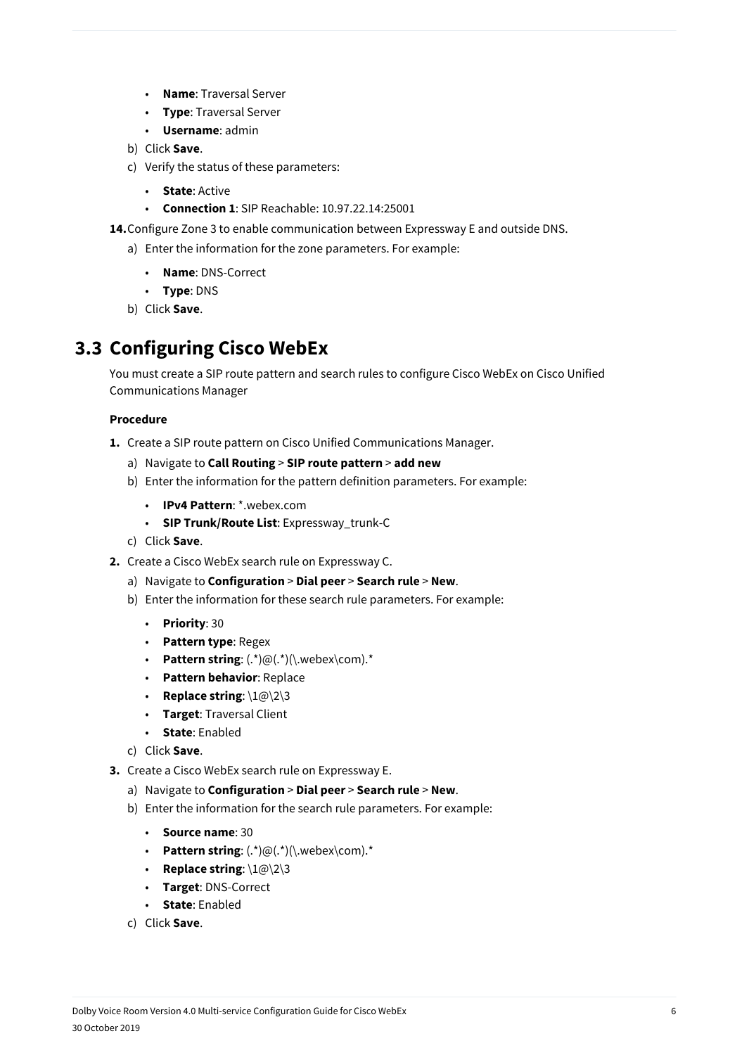- **Name**: Traversal Server
- **Type**: Traversal Server
- **Username**: admin

b) Click **Save**.

c) Verify the status of these parameters:

- **State**: Active
- **Connection 1**: SIP Reachable: 10.97.22.14:25001

**14.** Configure Zone 3 to enable communication between Expressway E and outside DNS.

a) Enter the information for the zone parameters. For example:

- **Name**: DNS-Correct
- **Type**: DNS

b) Click **Save**.

## 3.3 Configuring Cisco WebEx

You must create a SIP route pattern and search rules to configure Cisco WebEx on Cisco Unified Communications Manager

**Procedure**

**1.** Create a SIP route pattern on Cisco Unified Communications Manager.

a) Navigate to **Call Routing** > **SIP route pattern** > **add new**

b) Enter the information for the pattern definition parameters. For example:

- **IPv4 Pattern**: *.webex.com
- **SIP Trunk/Route List**: Expressway_trunk-C

c) Click **Save**.

**2.** Create a Cisco WebEx search rule on Expressway C.

a) Navigate to **Configuration** > **Dial peer** > **Search rule** > **New**.

b) Enter the information for these search rule parameters. For example:

- **Priority**: 30
- **Pattern type**: Regex
- **Pattern string**: (.*)@(.*)(\.webex\com).*
- **Pattern behavior**: Replace
- **Replace string**: \1@\2\3
- **Target**: Traversal Client
- **State**: Enabled

c) Click **Save**.

**3.** Create a Cisco WebEx search rule on Expressway E.

a) Navigate to **Configuration** > **Dial peer** > **Search rule** > **New**.

b) Enter the information for the search rule parameters. For example:

- **Source name**: 30
- **Pattern string**: (.*)@(.*)(\.webex\com).*
- **Replace string**: \1@\2\3
- **Target**: DNS-Correct
- **State**: Enabled

c) Click **Save**.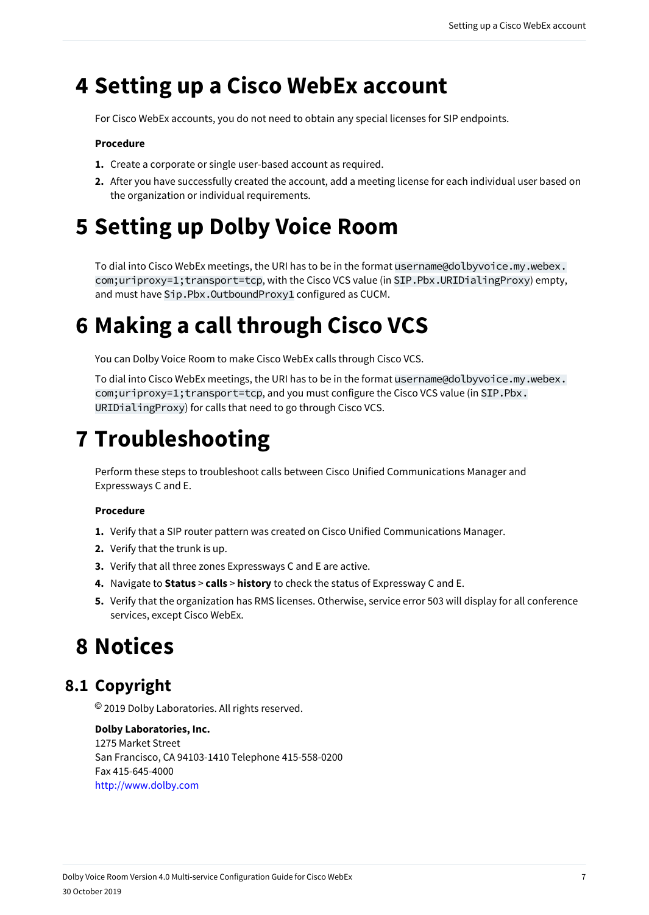# 4 Setting up a Cisco WebEx account

For Cisco WebEx accounts, you do not need to obtain any special licenses for SIP endpoints.

**Procedure**

1. Create a corporate or single user-based account as required.
2. After you have successfully created the account, add a meeting license for each individual user based on the organization or individual requirements.

# 5 Setting up Dolby Voice Room

To dial into Cisco WebEx meetings, the URI has to be in the format `username@dolbyvoice.my.webex.com;uriproxy=1;transport=tcp`, with the Cisco VCS value (in `SIP.Pbx.URIDialingProxy`) empty, and must have `Sip.Pbx.OutboundProxy1` configured as CUCM.

# 6 Making a call through Cisco VCS

You can Dolby Voice Room to make Cisco WebEx calls through Cisco VCS.

To dial into Cisco WebEx meetings, the URI has to be in the format `username@dolbyvoice.my.webex.com;uriproxy=1;transport=tcp`, and you must configure the Cisco VCS value (in `SIP.Pbx.URIDialingProxy`) for calls that need to go through Cisco VCS.

# 7 Troubleshooting

Perform these steps to troubleshoot calls between Cisco Unified Communications Manager and Expressways C and E.

**Procedure**

1. Verify that a SIP router pattern was created on Cisco Unified Communications Manager.
2. Verify that the trunk is up.
3. Verify that all three zones Expressways C and E are active.
4. Navigate to **Status** > **calls** > **history** to check the status of Expressway C and E.
5. Verify that the organization has RMS licenses. Otherwise, service error 503 will display for all conference services, except Cisco WebEx.

# 8 Notices

## 8.1 Copyright

© 2019 Dolby Laboratories. All rights reserved.

**Dolby Laboratories, Inc.**
1275 Market Street
San Francisco, CA 94103-1410 Telephone 415-558-0200
Fax 415-645-4000
http://www.dolby.com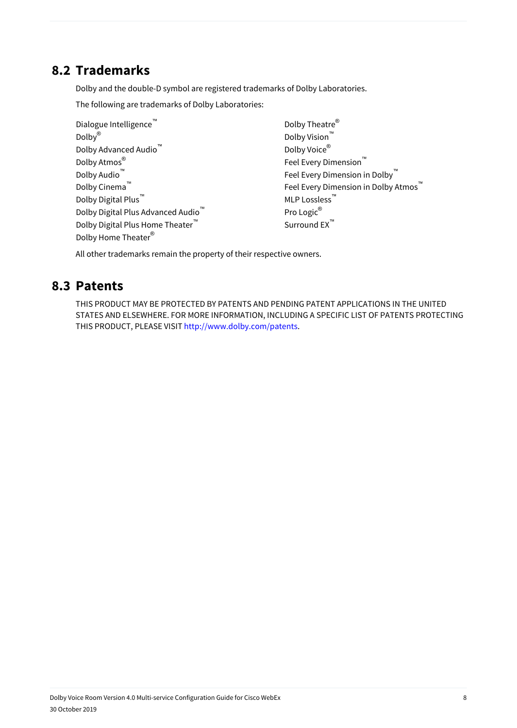## 8.2 Trademarks

Dolby and the double-D symbol are registered trademarks of Dolby Laboratories.

The following are trademarks of Dolby Laboratories:

Dialogue Intelligence™
Dolby®
Dolby Advanced Audio™
Dolby Atmos®
Dolby Audio™
Dolby Cinema™
Dolby Digital Plus™
Dolby Digital Plus Advanced Audio™
Dolby Digital Plus Home Theater™
Dolby Home Theater®
Dolby Theatre®
Dolby Vision™
Dolby Voice®
Feel Every Dimension™
Feel Every Dimension in Dolby™
Feel Every Dimension in Dolby Atmos™
MLP Lossless™
Pro Logic®
Surround EX™

All other trademarks remain the property of their respective owners.

## 8.3 Patents

THIS PRODUCT MAY BE PROTECTED BY PATENTS AND PENDING PATENT APPLICATIONS IN THE UNITED STATES AND ELSEWHERE. FOR MORE INFORMATION, INCLUDING A SPECIFIC LIST OF PATENTS PROTECTING THIS PRODUCT, PLEASE VISIT http://www.dolby.com/patents.